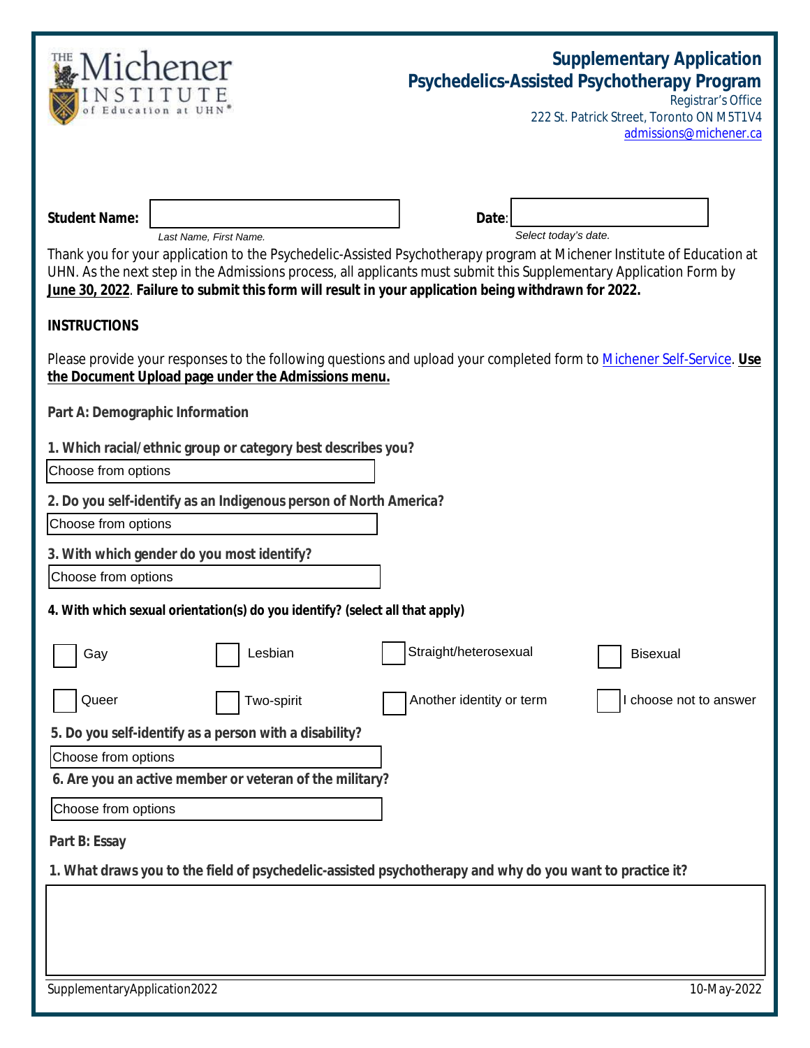# Supplementary Application
## Psychedelics-Assisted Psychotherapy Program

Registrar's Office
222 St. Patrick Street, Toronto ON M5T1V4
admissions@michener.ca

**Student Name:** ______________________ **Date**: ______________________
*Last Name, First Name.* *Select today's date.*

Thank you for your application to the Psychedelic-Assisted Psychotherapy program at Michener Institute of Education at UHN. As the next step in the Admissions process, all applicants must submit this Supplementary Application Form by **June 30, 2022**. **Failure to submit this form will result in your application being withdrawn for 2022.**

**INSTRUCTIONS**

Please provide your responses to the following questions and upload your completed form to Michener Self-Service. **Use the Document Upload page under the Admissions menu.**

**Part A: Demographic Information**

**1. Which racial/ethnic group or category best describes you?**

Choose from options

**2. Do you self-identify as an Indigenous person of North America?**

Choose from options

**3. With which gender do you most identify?**

Choose from options

**4. With which sexual orientation(s) do you identify? (select all that apply)**

- ☐ Gay
- ☐ Lesbian
- ☐ Straight/heterosexual
- ☐ Bisexual
- ☐ Queer
- ☐ Two-spirit
- ☐ Another identity or term
- ☐ I choose not to answer

**5. Do you self-identify as a person with a disability?**

Choose from options

**6. Are you an active member or veteran of the military?**

Choose from options

**Part B: Essay**

**1. What draws you to the field of psychedelic-assisted psychotherapy and why do you want to practice it?**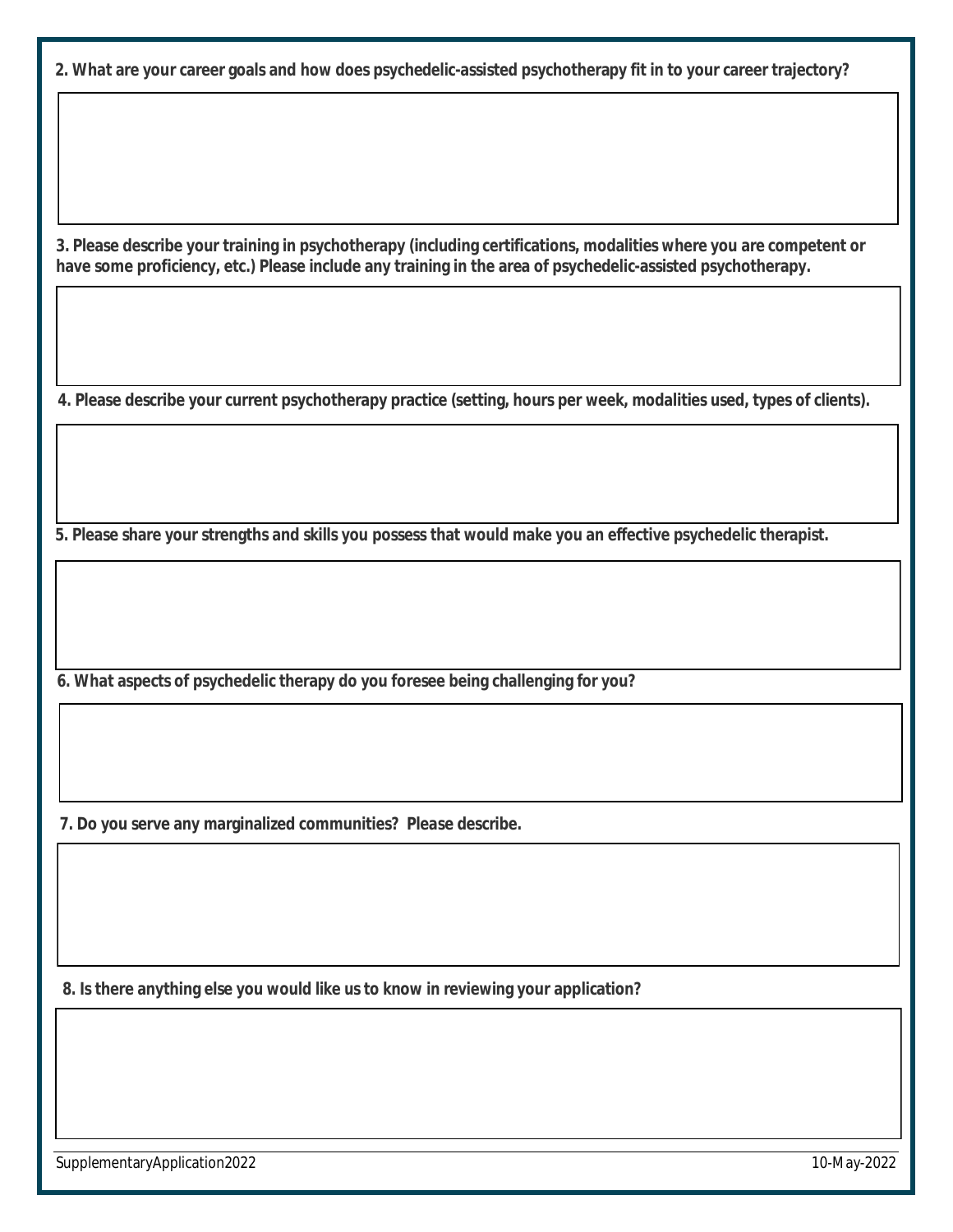**2. What are your career goals and how does psychedelic-assisted psychotherapy fit in to your career trajectory?**

**3. Please describe your training in psychotherapy (including certifications, modalities where you are competent or have some proficiency, etc.) Please include any training in the area of psychedelic-assisted psychotherapy.**

**4. Please describe your current psychotherapy practice (setting, hours per week, modalities used, types of clients).**

**5. Please share your strengths and skills you possess that would make you an effective psychedelic therapist.**

**6. What aspects of psychedelic therapy do you foresee being challenging for you?**

**7. Do you serve any marginalized communities? Please describe.**

**8. Is there anything else you would like us to know in reviewing your application?**

SupplementaryApplication2022 10-May-2022